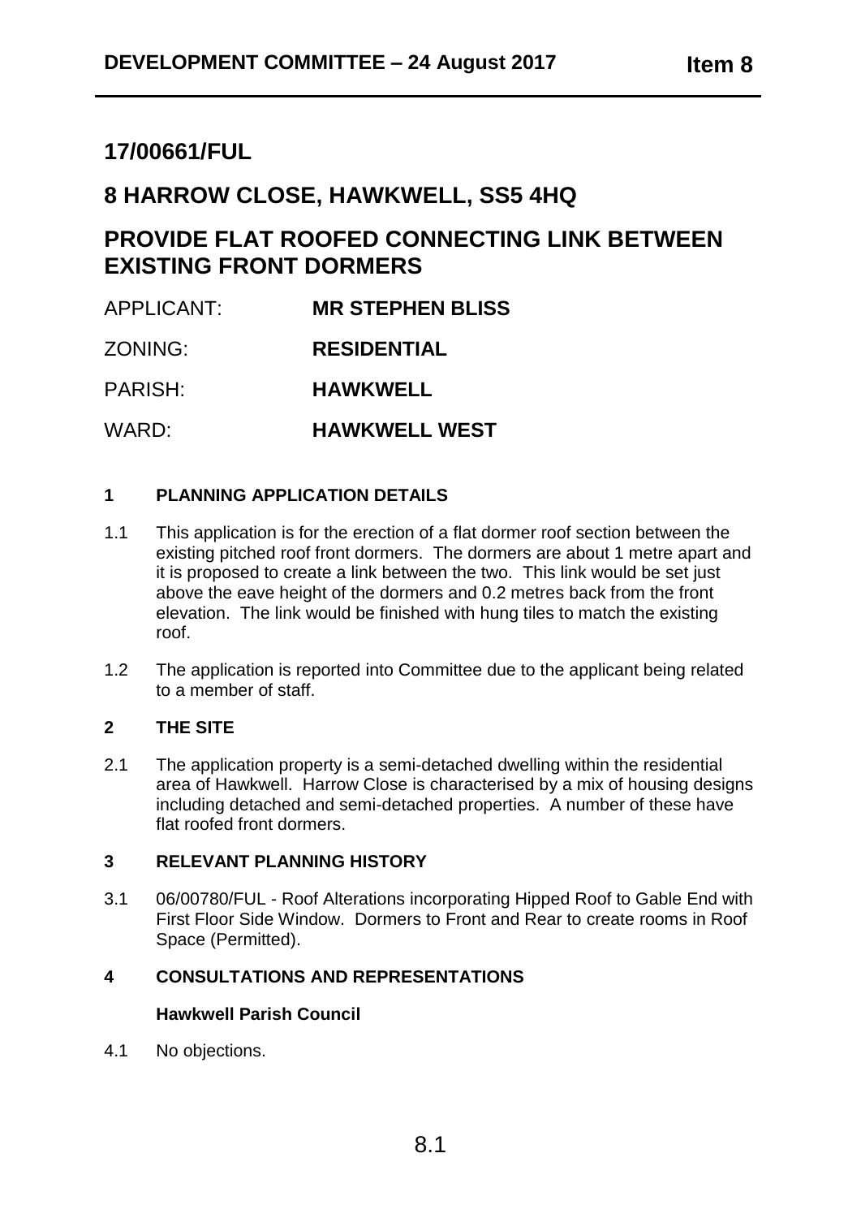# 17/00661/FUL

# 8 HARROW CLOSE, HAWKWELL, SS5 4HQ

# PROVIDE FLAT ROOFED CONNECTING LINK BETWEEN EXISTING FRONT DORMERS

APPLICANT: **MR STEPHEN BLISS**

ZONING: **RESIDENTIAL**

PARISH: **HAWKWELL**

WARD: **HAWKWELL WEST**

## 1 PLANNING APPLICATION DETAILS

1.1 This application is for the erection of a flat dormer roof section between the existing pitched roof front dormers. The dormers are about 1 metre apart and it is proposed to create a link between the two. This link would be set just above the eave height of the dormers and 0.2 metres back from the front elevation. The link would be finished with hung tiles to match the existing roof.

1.2 The application is reported into Committee due to the applicant being related to a member of staff.

## 2 THE SITE

2.1 The application property is a semi-detached dwelling within the residential area of Hawkwell. Harrow Close is characterised by a mix of housing designs including detached and semi-detached properties. A number of these have flat roofed front dormers.

## 3 RELEVANT PLANNING HISTORY

3.1 06/00780/FUL - Roof Alterations incorporating Hipped Roof to Gable End with First Floor Side Window. Dormers to Front and Rear to create rooms in Roof Space (Permitted).

## 4 CONSULTATIONS AND REPRESENTATIONS

**Hawkwell Parish Council**

4.1 No objections.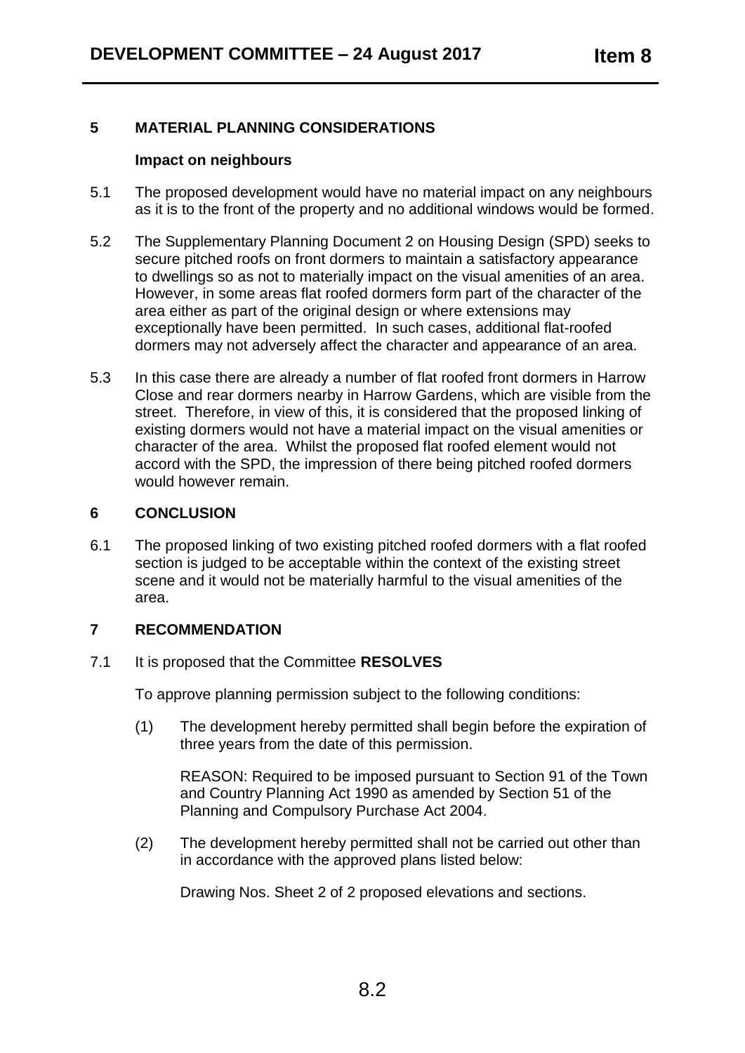## 5 MATERIAL PLANNING CONSIDERATIONS

### Impact on neighbours

5.1 The proposed development would have no material impact on any neighbours as it is to the front of the property and no additional windows would be formed.

5.2 The Supplementary Planning Document 2 on Housing Design (SPD) seeks to secure pitched roofs on front dormers to maintain a satisfactory appearance to dwellings so as not to materially impact on the visual amenities of an area. However, in some areas flat roofed dormers form part of the character of the area either as part of the original design or where extensions may exceptionally have been permitted. In such cases, additional flat-roofed dormers may not adversely affect the character and appearance of an area.

5.3 In this case there are already a number of flat roofed front dormers in Harrow Close and rear dormers nearby in Harrow Gardens, which are visible from the street. Therefore, in view of this, it is considered that the proposed linking of existing dormers would not have a material impact on the visual amenities or character of the area. Whilst the proposed flat roofed element would not accord with the SPD, the impression of there being pitched roofed dormers would however remain.

## 6 CONCLUSION

6.1 The proposed linking of two existing pitched roofed dormers with a flat roofed section is judged to be acceptable within the context of the existing street scene and it would not be materially harmful to the visual amenities of the area.

## 7 RECOMMENDATION

7.1 It is proposed that the Committee **RESOLVES**

To approve planning permission subject to the following conditions:

(1) The development hereby permitted shall begin before the expiration of three years from the date of this permission.

REASON: Required to be imposed pursuant to Section 91 of the Town and Country Planning Act 1990 as amended by Section 51 of the Planning and Compulsory Purchase Act 2004.

(2) The development hereby permitted shall not be carried out other than in accordance with the approved plans listed below:

Drawing Nos. Sheet 2 of 2 proposed elevations and sections.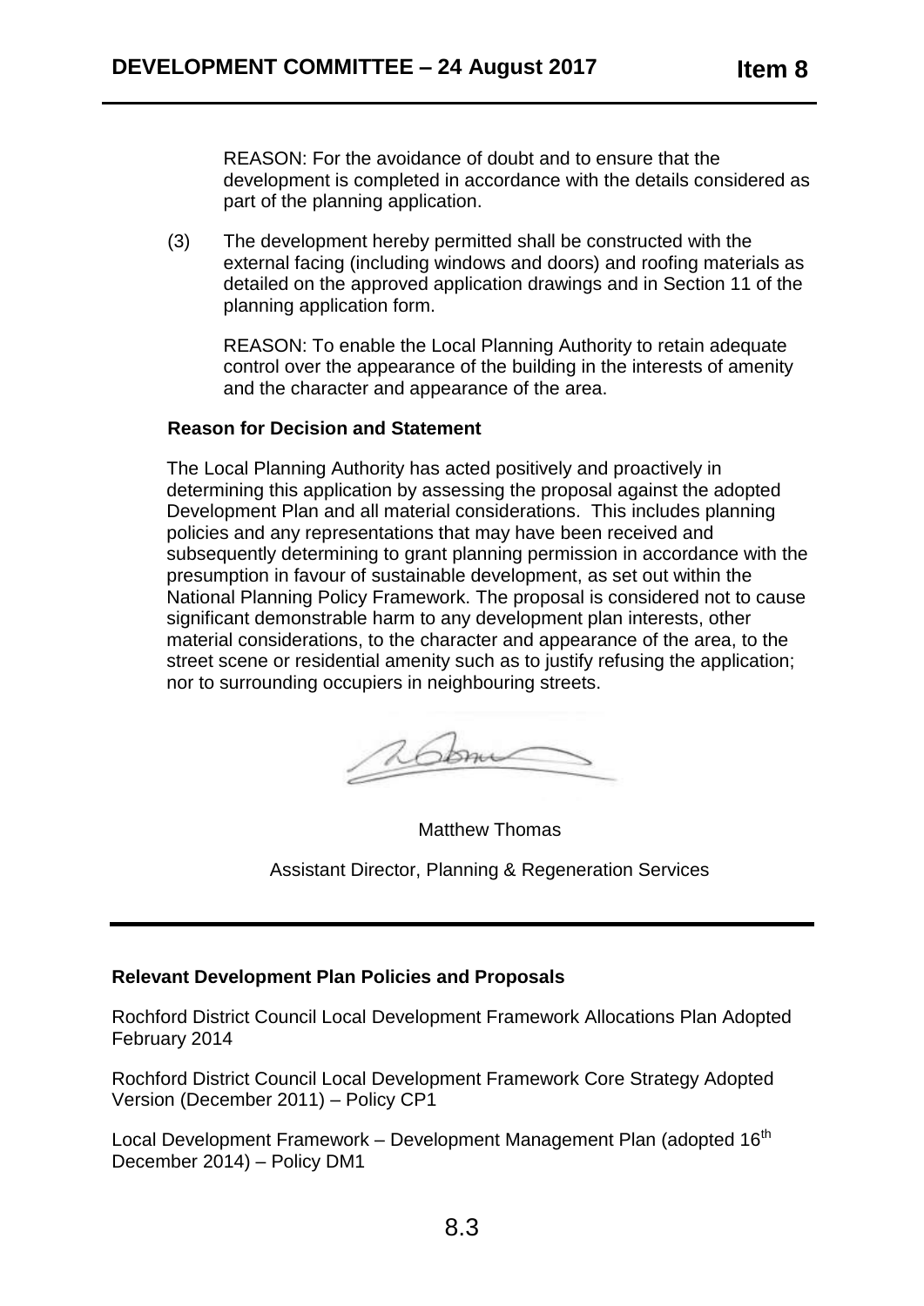REASON: For the avoidance of doubt and to ensure that the development is completed in accordance with the details considered as part of the planning application.

(3) The development hereby permitted shall be constructed with the external facing (including windows and doors) and roofing materials as detailed on the approved application drawings and in Section 11 of the planning application form.

REASON: To enable the Local Planning Authority to retain adequate control over the appearance of the building in the interests of amenity and the character and appearance of the area.

**Reason for Decision and Statement**

The Local Planning Authority has acted positively and proactively in determining this application by assessing the proposal against the adopted Development Plan and all material considerations. This includes planning policies and any representations that may have been received and subsequently determining to grant planning permission in accordance with the presumption in favour of sustainable development, as set out within the National Planning Policy Framework. The proposal is considered not to cause significant demonstrable harm to any development plan interests, other material considerations, to the character and appearance of the area, to the street scene or residential amenity such as to justify refusing the application; nor to surrounding occupiers in neighbouring streets.

Matthew Thomas

Assistant Director, Planning & Regeneration Services

**Relevant Development Plan Policies and Proposals**

Rochford District Council Local Development Framework Allocations Plan Adopted February 2014

Rochford District Council Local Development Framework Core Strategy Adopted Version (December 2011) – Policy CP1

Local Development Framework – Development Management Plan (adopted 16th December 2014) – Policy DM1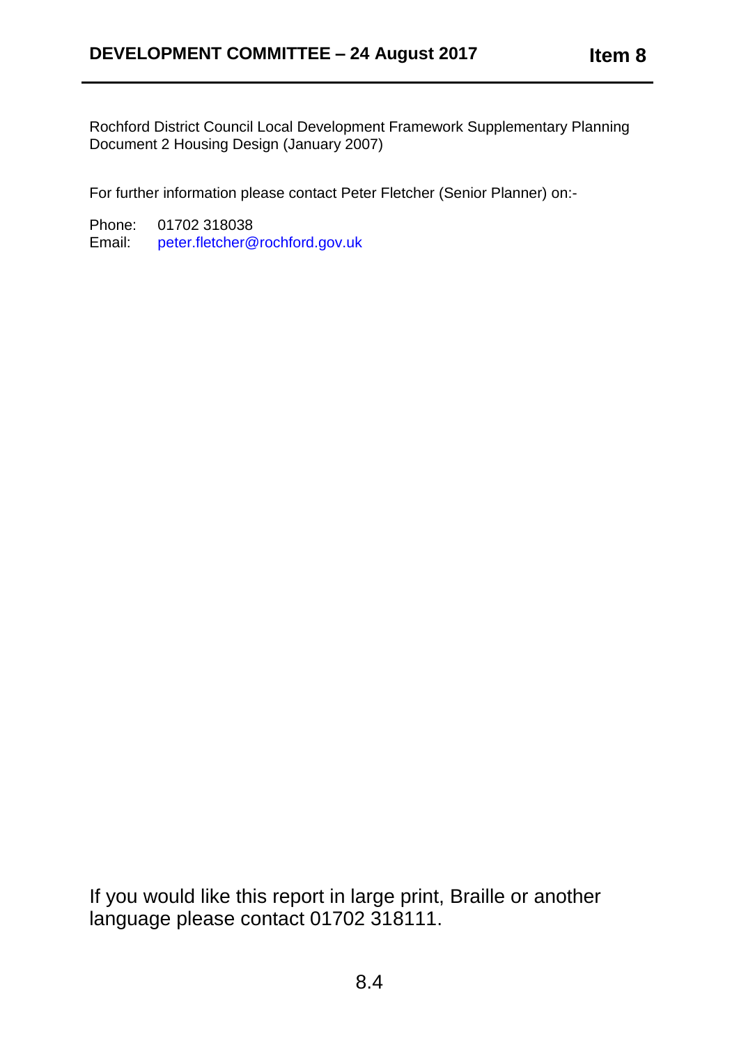Rochford District Council Local Development Framework Supplementary Planning Document 2 Housing Design (January 2007)

For further information please contact Peter Fletcher (Senior Planner) on:-

Phone: 01702 318038
Email: peter.fletcher@rochford.gov.uk

If you would like this report in large print, Braille or another language please contact 01702 318111.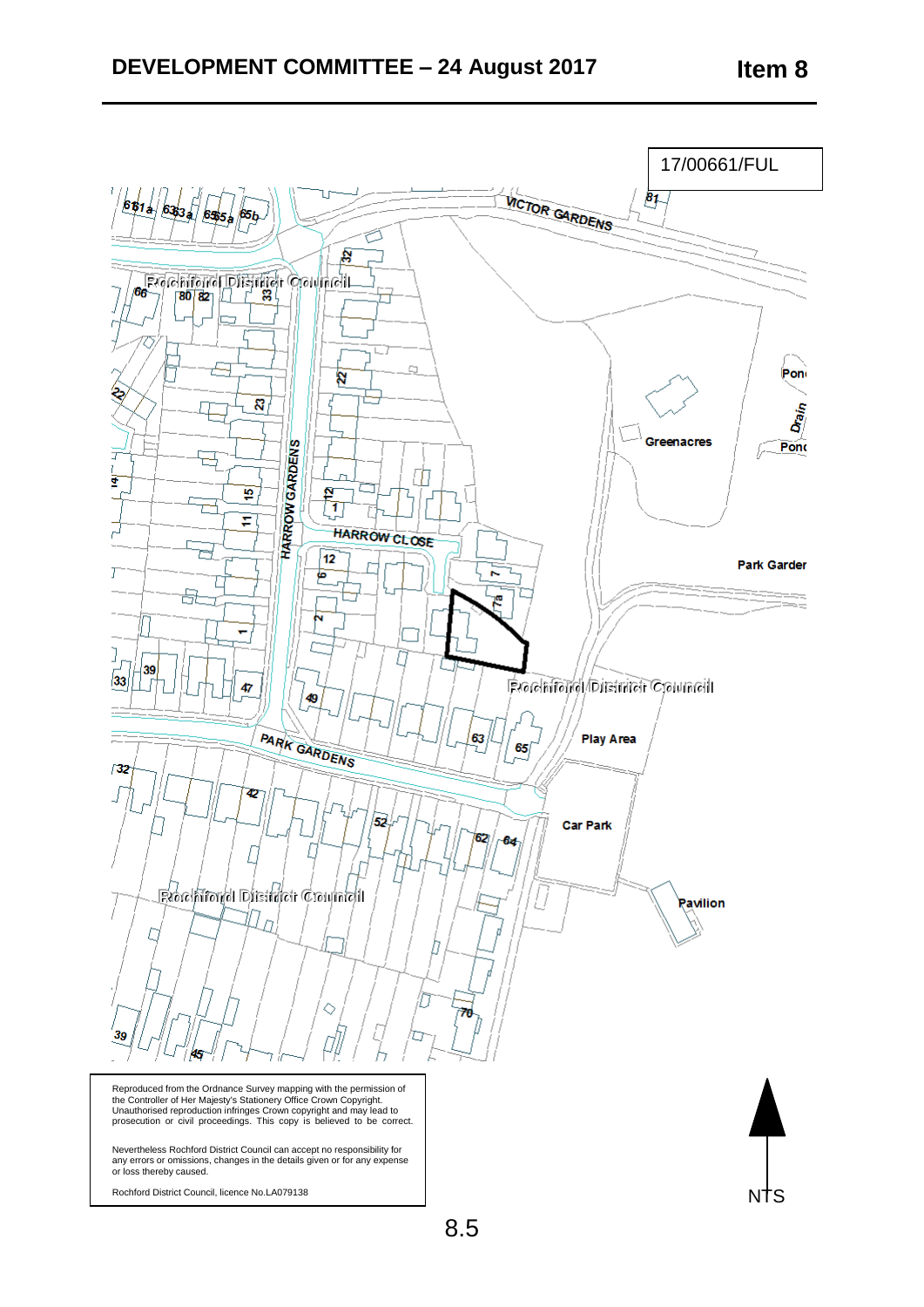17/00661/FUL

VICTOR GARDENS

HARROW GARDENS

HARROW CLOSE

PARK GARDENS

Greenacres

Park Gardens

Play Area

Car Park

Pavilion

Pond

Drain

Rochford District Council

Reproduced from the Ordnance Survey mapping with the permission of the Controller of Her Majesty's Stationery Office Crown Copyright. Unauthorised reproduction infringes Crown copyright and may lead to prosecution or civil proceedings. This copy is believed to be correct.

Nevertheless Rochford District Council can accept no responsibility for any errors or omissions, changes in the details given or for any expense or loss thereby caused.

Rochford District Council, licence No.LA079138

NTS